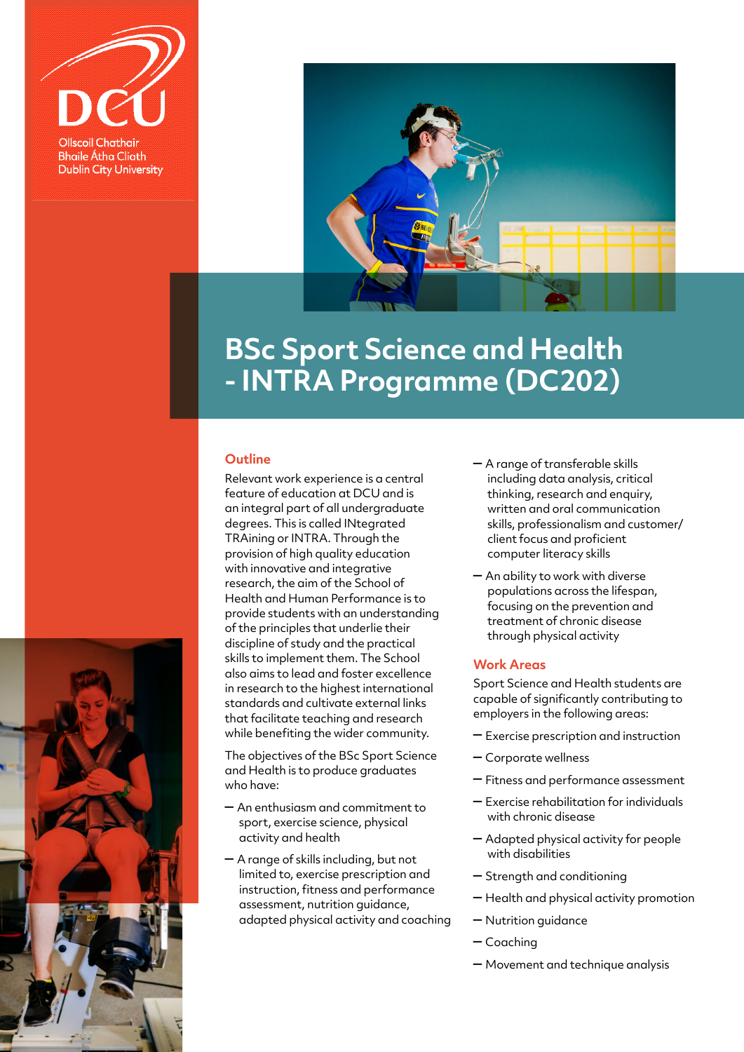DCU

Ollscoil Chathair Bhaile Átha Cliath
Dublin City University

# BSc Sport Science and Health - INTRA Programme (DC202)

## Outline

Relevant work experience is a central feature of education at DCU and is an integral part of all undergraduate degrees. This is called INtegrated TRAining or INTRA. Through the provision of high quality education with innovative and integrative research, the aim of the School of Health and Human Performance is to provide students with an understanding of the principles that underlie their discipline of study and the practical skills to implement them. The School also aims to lead and foster excellence in research to the highest international standards and cultivate external links that facilitate teaching and research while benefiting the wider community.

The objectives of the BSc Sport Science and Health is to produce graduates who have:

- An enthusiasm and commitment to sport, exercise science, physical activity and health
- A range of skills including, but not limited to, exercise prescription and instruction, fitness and performance assessment, nutrition guidance, adapted physical activity and coaching
- A range of transferable skills including data analysis, critical thinking, research and enquiry, written and oral communication skills, professionalism and customer/client focus and proficient computer literacy skills
- An ability to work with diverse populations across the lifespan, focusing on the prevention and treatment of chronic disease through physical activity

## Work Areas

Sport Science and Health students are capable of significantly contributing to employers in the following areas:

- Exercise prescription and instruction
- Corporate wellness
- Fitness and performance assessment
- Exercise rehabilitation for individuals with chronic disease
- Adapted physical activity for people with disabilities
- Strength and conditioning
- Health and physical activity promotion
- Nutrition guidance
- Coaching
- Movement and technique analysis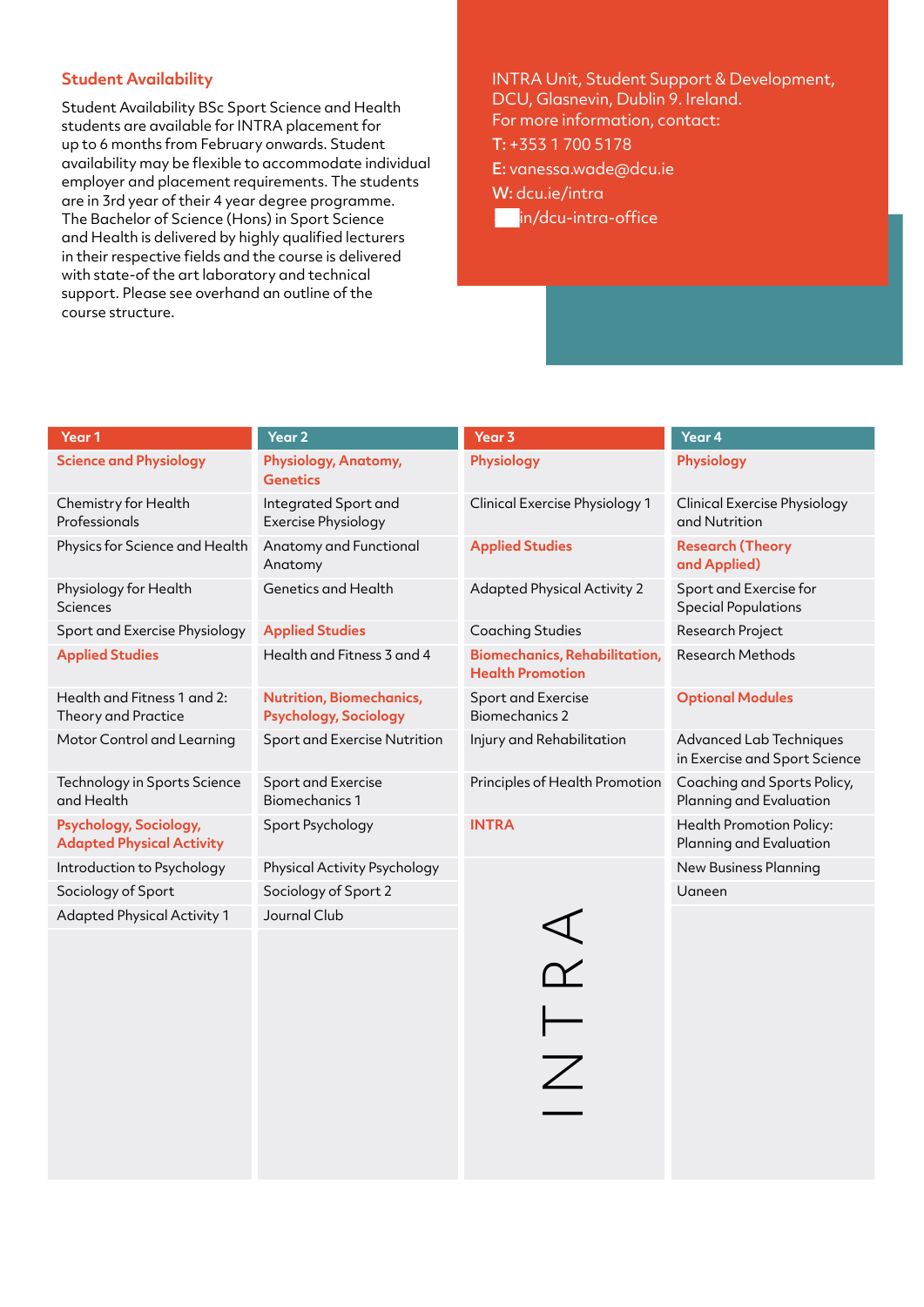## Student Availability

Student Availability BSc Sport Science and Health students are available for INTRA placement for up to 6 months from February onwards. Student availability may be flexible to accommodate individual employer and placement requirements. The students are in 3rd year of their 4 year degree programme. The Bachelor of Science (Hons) in Sport Science and Health is delivered by highly qualified lecturers in their respective fields and the course is delivered with state-of the art laboratory and technical support. Please see overhand an outline of the course structure.

INTRA Unit, Student Support & Development, DCU, Glasnevin, Dublin 9. Ireland.
For more information, contact:
**T:** +353 1 700 5178
**E:** vanessa.wade@dcu.ie
**W:** dcu.ie/intra
in/dcu-intra-office

| Year 1 | Year 2 | Year 3 | Year 4 |
|---|---|---|---|
| **Science and Physiology** | **Physiology, Anatomy, Genetics** | **Physiology** | **Physiology** |
| Chemistry for Health Professionals | Integrated Sport and Exercise Physiology | Clinical Exercise Physiology 1 | Clinical Exercise Physiology and Nutrition |
| Physics for Science and Health | Anatomy and Functional Anatomy | **Applied Studies** | **Research (Theory and Applied)** |
| Physiology for Health Sciences | Genetics and Health | Adapted Physical Activity 2 | Sport and Exercise for Special Populations |
| Sport and Exercise Physiology | **Applied Studies** | Coaching Studies | Research Project |
| **Applied Studies** | Health and Fitness 3 and 4 | **Biomechanics, Rehabilitation, Health Promotion** | Research Methods |
| Health and Fitness 1 and 2: Theory and Practice | **Nutrition, Biomechanics, Psychology, Sociology** | Sport and Exercise Biomechanics 2 | **Optional Modules** |
| Motor Control and Learning | Sport and Exercise Nutrition | Injury and Rehabilitation | Advanced Lab Techniques in Exercise and Sport Science |
| Technology in Sports Science and Health | Sport and Exercise Biomechanics 1 | Principles of Health Promotion | Coaching and Sports Policy, Planning and Evaluation |
| **Psychology, Sociology, Adapted Physical Activity** | Sport Psychology | **INTRA** | Health Promotion Policy: Planning and Evaluation |
| Introduction to Psychology | Physical Activity Psychology | INTRA | New Business Planning |
| Sociology of Sport | Sociology of Sport 2 | | Uaneen |
| Adapted Physical Activity 1 | Journal Club | | |